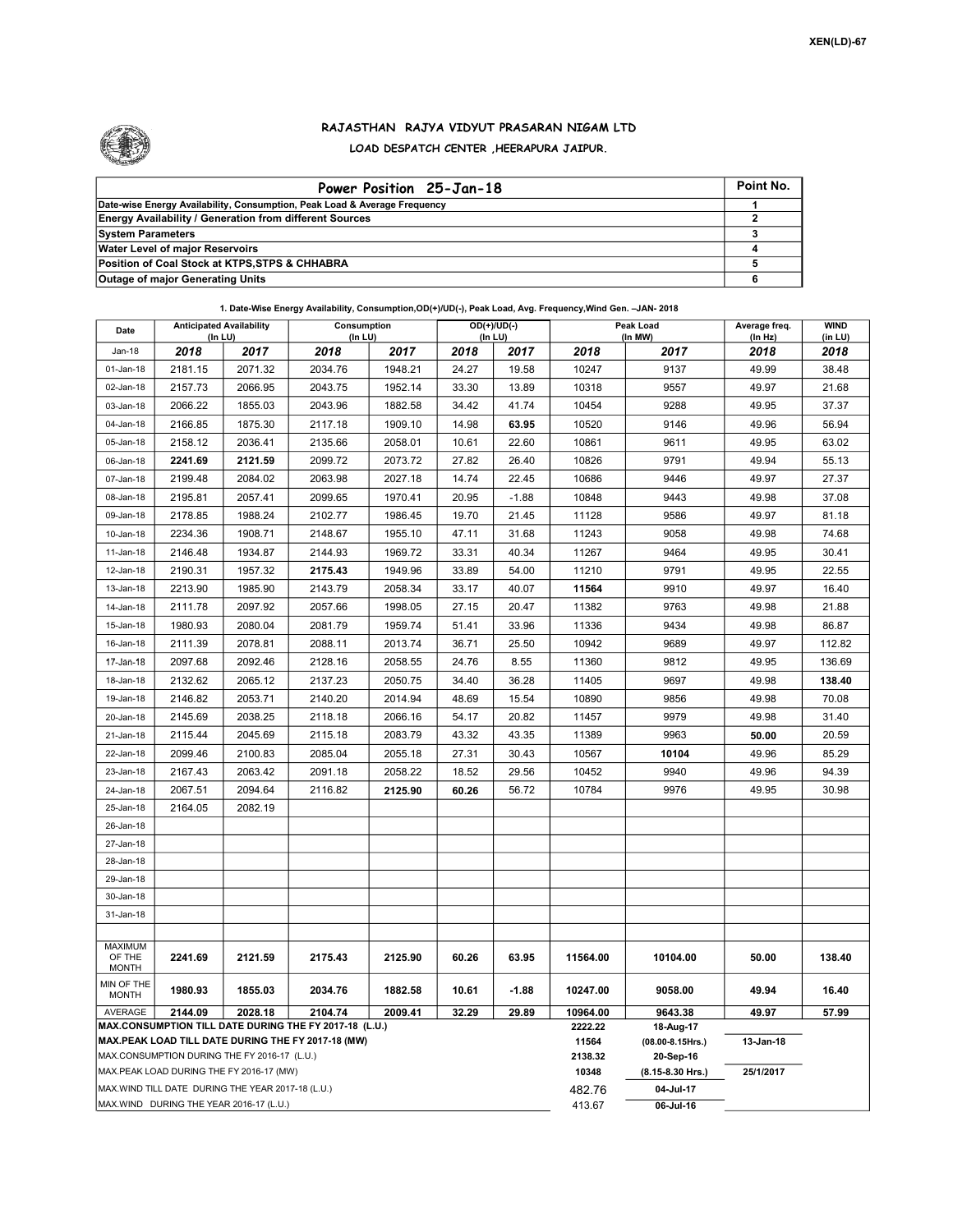XEN(LD)-67

## RAJASTHAN RAJYA VIDYUT PRASARAN NIGAM LTD

### LOAD DESPATCH CENTER ,HEERAPURA JAIPUR.

| Power Position 25-Jan-18 | Point No. |
|---|---|
| Date-wise Energy Availability, Consumption, Peak Load & Average Frequency | 1 |
| Energy Availability / Generation from different Sources | 2 |
| System Parameters | 3 |
| Water Level of major Reservoirs | 4 |
| Position of Coal Stock at KTPS,STPS & CHHABRA | 5 |
| Outage of major Generating Units | 6 |

**1. Date-Wise Energy Availability, Consumption,OD(+)/UD(-), Peak Load, Avg. Frequency,Wind Gen. –JAN- 2018**

| Date | Anticipated Availability (In LU) | | Consumption (In LU) | | OD(+)/UD(-) (In LU) | | Peak Load (In MW) | | Average freq. (In Hz) | WIND (in LU) |
|---|---|---|---|---|---|---|---|---|---|---|
| Jan-18 | 2018 | 2017 | 2018 | 2017 | 2018 | 2017 | 2018 | 2017 | 2018 | 2018 |
| 01-Jan-18 | 2181.15 | 2071.32 | 2034.76 | 1948.21 | 24.27 | 19.58 | 10247 | 9137 | 49.99 | 38.48 |
| 02-Jan-18 | 2157.73 | 2066.95 | 2043.75 | 1952.14 | 33.30 | 13.89 | 10318 | 9557 | 49.97 | 21.68 |
| 03-Jan-18 | 2066.22 | 1855.03 | 2043.96 | 1882.58 | 34.42 | 41.74 | 10454 | 9288 | 49.95 | 37.37 |
| 04-Jan-18 | 2166.85 | 1875.30 | 2117.18 | 1909.10 | 14.98 | **63.95** | 10520 | 9146 | 49.96 | 56.94 |
| 05-Jan-18 | 2158.12 | 2036.41 | 2135.66 | 2058.01 | 10.61 | 22.60 | 10861 | 9611 | 49.95 | 63.02 |
| 06-Jan-18 | **2241.69** | **2121.59** | 2099.72 | 2073.72 | 27.82 | 26.40 | 10826 | 9791 | 49.94 | 55.13 |
| 07-Jan-18 | 2199.48 | 2084.02 | 2063.98 | 2027.18 | 14.74 | 22.45 | 10686 | 9446 | 49.97 | 27.37 |
| 08-Jan-18 | 2195.81 | 2057.41 | 2099.65 | 1970.41 | 20.95 | -1.88 | 10848 | 9443 | 49.98 | 37.08 |
| 09-Jan-18 | 2178.85 | 1988.24 | 2102.77 | 1986.45 | 19.70 | 21.45 | 11128 | 9586 | 49.97 | 81.18 |
| 10-Jan-18 | 2234.36 | 1908.71 | 2148.67 | 1955.10 | 47.11 | 31.68 | 11243 | 9058 | 49.98 | 74.68 |
| 11-Jan-18 | 2146.48 | 1934.87 | 2144.93 | 1969.72 | 33.31 | 40.34 | 11267 | 9464 | 49.95 | 30.41 |
| 12-Jan-18 | 2190.31 | 1957.32 | **2175.43** | 1949.96 | 33.89 | 54.00 | 11210 | 9791 | 49.95 | 22.55 |
| 13-Jan-18 | 2213.90 | 1985.90 | 2143.79 | 2058.34 | 33.17 | 40.07 | **11564** | 9910 | 49.97 | 16.40 |
| 14-Jan-18 | 2111.78 | 2097.92 | 2057.66 | 1998.05 | 27.15 | 20.47 | 11382 | 9763 | 49.98 | 21.88 |
| 15-Jan-18 | 1980.93 | 2080.04 | 2081.79 | 1959.74 | 51.41 | 33.96 | 11336 | 9434 | 49.98 | 86.87 |
| 16-Jan-18 | 2111.39 | 2078.81 | 2088.11 | 2013.74 | 36.71 | 25.50 | 10942 | 9689 | 49.97 | 112.82 |
| 17-Jan-18 | 2097.68 | 2092.46 | 2128.16 | 2058.55 | 24.76 | 8.55 | 11360 | 9812 | 49.95 | 136.69 |
| 18-Jan-18 | 2132.62 | 2065.12 | 2137.23 | 2050.75 | 34.40 | 36.28 | 11405 | 9697 | 49.98 | **138.40** |
| 19-Jan-18 | 2146.82 | 2053.71 | 2140.20 | 2014.94 | 48.69 | 15.54 | 10890 | 9856 | 49.98 | 70.08 |
| 20-Jan-18 | 2145.69 | 2038.25 | 2118.18 | 2066.16 | 54.17 | 20.82 | 11457 | 9979 | 49.98 | 31.40 |
| 21-Jan-18 | 2115.44 | 2045.69 | 2115.18 | 2083.79 | 43.32 | 43.35 | 11389 | 9963 | **50.00** | 20.59 |
| 22-Jan-18 | 2099.46 | 2100.83 | 2085.04 | 2055.18 | 27.31 | 30.43 | 10567 | **10104** | 49.96 | 85.29 |
| 23-Jan-18 | 2167.43 | 2063.42 | 2091.18 | 2058.22 | 18.52 | 29.56 | 10452 | 9940 | 49.96 | 94.39 |
| 24-Jan-18 | 2067.51 | 2094.64 | 2116.82 | **2125.90** | **60.26** | 56.72 | 10784 | 9976 | 49.95 | 30.98 |
| 25-Jan-18 | 2164.05 | 2082.19 | | | | | | | | |
| 26-Jan-18 | | | | | | | | | | |
| 27-Jan-18 | | | | | | | | | | |
| 28-Jan-18 | | | | | | | | | | |
| 29-Jan-18 | | | | | | | | | | |
| 30-Jan-18 | | | | | | | | | | |
| 31-Jan-18 | | | | | | | | | | |
| MAXIMUM OF THE MONTH | 2241.69 | 2121.59 | 2175.43 | 2125.90 | 60.26 | 63.95 | 11564.00 | 10104.00 | 50.00 | 138.40 |
| MIN OF THE MONTH | 1980.93 | 1855.03 | 2034.76 | 1882.58 | 10.61 | -1.88 | 10247.00 | 9058.00 | 49.94 | 16.40 |
| AVERAGE | 2144.09 | 2028.18 | 2104.74 | 2009.41 | 32.29 | 29.89 | 10964.00 | 9643.38 | 49.97 | 57.99 |

| | | | |
|---|---|---|---|
| MAX.CONSUMPTION TILL DATE DURING THE FY 2017-18 (L.U.) | 2222.22 | 18-Aug-17 | |
| MAX.PEAK LOAD TILL DATE DURING THE FY 2017-18 (MW) | 11564 | (08.00-8.15Hrs.) | 13-Jan-18 |
| MAX.CONSUMPTION DURING THE FY 2016-17 (L.U.) | 2138.32 | 20-Sep-16 | |
| MAX.PEAK LOAD DURING THE FY 2016-17 (MW) | 10348 | (8.15-8.30 Hrs.) | 25/1/2017 |
| MAX.WIND TILL DATE DURING THE YEAR 2017-18 (L.U.) | 482.76 | 04-Jul-17 | |
| MAX.WIND DURING THE YEAR 2016-17 (L.U.) | 413.67 | 06-Jul-16 | |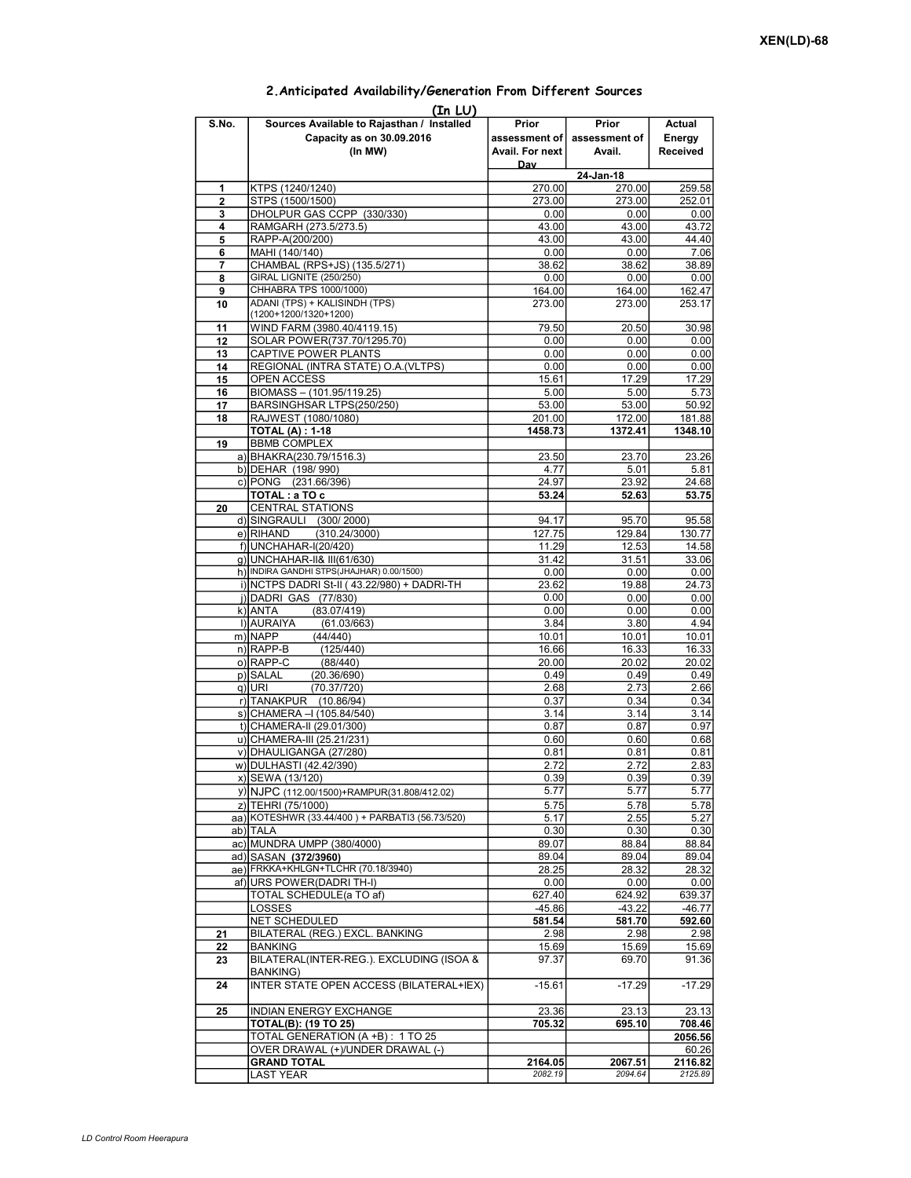XEN(LD)-68

## 2.Anticipated Availability/Generation From Different Sources

(In LU)

| S.No. | Sources Available to Rajasthan / Installed Capacity as on 30.09.2016 (In MW) | Prior assessment of Avail. For next Day | Prior assessment of Avail. | Actual Energy Received |
|---|---|---|---|---|
| | | | 24-Jan-18 | |
| 1 | KTPS (1240/1240) | 270.00 | 270.00 | 259.58 |
| 2 | STPS (1500/1500) | 273.00 | 273.00 | 252.01 |
| 3 | DHOLPUR GAS CCPP (330/330) | 0.00 | 0.00 | 0.00 |
| 4 | RAMGARH (273.5/273.5) | 43.00 | 43.00 | 43.72 |
| 5 | RAPP-A(200/200) | 43.00 | 43.00 | 44.40 |
| 6 | MAHI (140/140) | 0.00 | 0.00 | 7.06 |
| 7 | CHAMBAL (RPS+JS) (135.5/271) | 38.62 | 38.62 | 38.89 |
| 8 | GIRAL LIGNITE (250/250) | 0.00 | 0.00 | 0.00 |
| 9 | CHHABRA TPS 1000/1000) | 164.00 | 164.00 | 162.47 |
| 10 | ADANI (TPS) + KALISINDH (TPS) (1200+1200/1320+1200) | 273.00 | 273.00 | 253.17 |
| 11 | WIND FARM (3980.40/4119.15) | 79.50 | 20.50 | 30.98 |
| 12 | SOLAR POWER(737.70/1295.70) | 0.00 | 0.00 | 0.00 |
| 13 | CAPTIVE POWER PLANTS | 0.00 | 0.00 | 0.00 |
| 14 | REGIONAL (INTRA STATE) O.A.(VLTPS) | 0.00 | 0.00 | 0.00 |
| 15 | OPEN ACCESS | 15.61 | 17.29 | 17.29 |
| 16 | BIOMASS – (101.95/119.25) | 5.00 | 5.00 | 5.73 |
| 17 | BARSINGHSAR LTPS(250/250) | 53.00 | 53.00 | 50.92 |
| 18 | RAJWEST (1080/1080) | 201.00 | 172.00 | 181.88 |
| | **TOTAL (A) : 1-18** | **1458.73** | **1372.41** | **1348.10** |
| 19 | BBMB COMPLEX | | | |
| a) | BHAKRA(230.79/1516.3) | 23.50 | 23.70 | 23.26 |
| b) | DEHAR (198/ 990) | 4.77 | 5.01 | 5.81 |
| c) | PONG (231.66/396) | 24.97 | 23.92 | 24.68 |
| | **TOTAL : a TO c** | **53.24** | **52.63** | **53.75** |
| 20 | CENTRAL STATIONS | | | |
| d) | SINGRAULI (300/ 2000) | 94.17 | 95.70 | 95.58 |
| e) | RIHAND (310.24/3000) | 127.75 | 129.84 | 130.77 |
| f) | UNCHAHAR-I(20/420) | 11.29 | 12.53 | 14.58 |
| g) | UNCHAHAR-II& III(61/630) | 31.42 | 31.51 | 33.06 |
| h) | INDIRA GANDHI STPS(JHAJHAR) 0.00/1500) | 0.00 | 0.00 | 0.00 |
| i) | NCTPS DADRI St-II ( 43.22/980) + DADRI-TH | 23.62 | 19.88 | 24.73 |
| j) | DADRI GAS (77/830) | 0.00 | 0.00 | 0.00 |
| k) | ANTA (83.07/419) | 0.00 | 0.00 | 0.00 |
| l) | AURAIYA (61.03/663) | 3.84 | 3.80 | 4.94 |
| m) | NAPP (44/440) | 10.01 | 10.01 | 10.01 |
| n) | RAPP-B (125/440) | 16.66 | 16.33 | 16.33 |
| o) | RAPP-C (88/440) | 20.00 | 20.02 | 20.02 |
| p) | SALAL (20.36/690) | 0.49 | 0.49 | 0.49 |
| q) | URI (70.37/720) | 2.68 | 2.73 | 2.66 |
| r) | TANAKPUR (10.86/94) | 0.37 | 0.34 | 0.34 |
| s) | CHAMERA –I (105.84/540) | 3.14 | 3.14 | 3.14 |
| t) | CHAMERA-II (29.01/300) | 0.87 | 0.87 | 0.97 |
| u) | CHAMERA-III (25.21/231) | 0.60 | 0.60 | 0.68 |
| v) | DHAULIGANGA (27/280) | 0.81 | 0.81 | 0.81 |
| w) | DULHASTI (42.42/390) | 2.72 | 2.72 | 2.83 |
| x) | SEWA (13/120) | 0.39 | 0.39 | 0.39 |
| y) | NJPC (112.00/1500)+RAMPUR(31.808/412.02) | 5.77 | 5.77 | 5.77 |
| z) | TEHRI (75/1000) | 5.75 | 5.78 | 5.78 |
| aa) | KOTESHWR (33.44/400 ) + PARBATI3 (56.73/520) | 5.17 | 2.55 | 5.27 |
| ab) | TALA | 0.30 | 0.30 | 0.30 |
| ac) | MUNDRA UMPP (380/4000) | 89.07 | 88.84 | 88.84 |
| ad) | SASAN **(372/3960)** | 89.04 | 89.04 | 89.04 |
| ae) | FRKKA+KHLGN+TLCHR (70.18/3940) | 28.25 | 28.32 | 28.32 |
| af) | URS POWER(DADRI TH-I) | 0.00 | 0.00 | 0.00 |
| | TOTAL SCHEDULE(a TO af) | 627.40 | 624.92 | 639.37 |
| | LOSSES | -45.86 | -43.22 | -46.77 |
| | NET SCHEDULED | **581.54** | **581.70** | **592.60** |
| 21 | BILATERAL (REG.) EXCL. BANKING | 2.98 | 2.98 | 2.98 |
| 22 | BANKING | 15.69 | 15.69 | 15.69 |
| 23 | BILATERAL(INTER-REG.). EXCLUDING (ISOA & BANKING) | 97.37 | 69.70 | 91.36 |
| 24 | INTER STATE OPEN ACCESS (BILATERAL+IEX) | -15.61 | -17.29 | -17.29 |
| 25 | INDIAN ENERGY EXCHANGE | 23.36 | 23.13 | 23.13 |
| | **TOTAL(B): (19 TO 25)** | **705.32** | **695.10** | **708.46** |
| | TOTAL GENERATION (A +B) : 1 TO 25 | | | **2056.56** |
| | OVER DRAWAL (+)/UNDER DRAWAL (-) | | | 60.26 |
| | **GRAND TOTAL** | **2164.05** | **2067.51** | **2116.82** |
| | LAST YEAR | *2082.19* | *2094.64* | *2125.89* |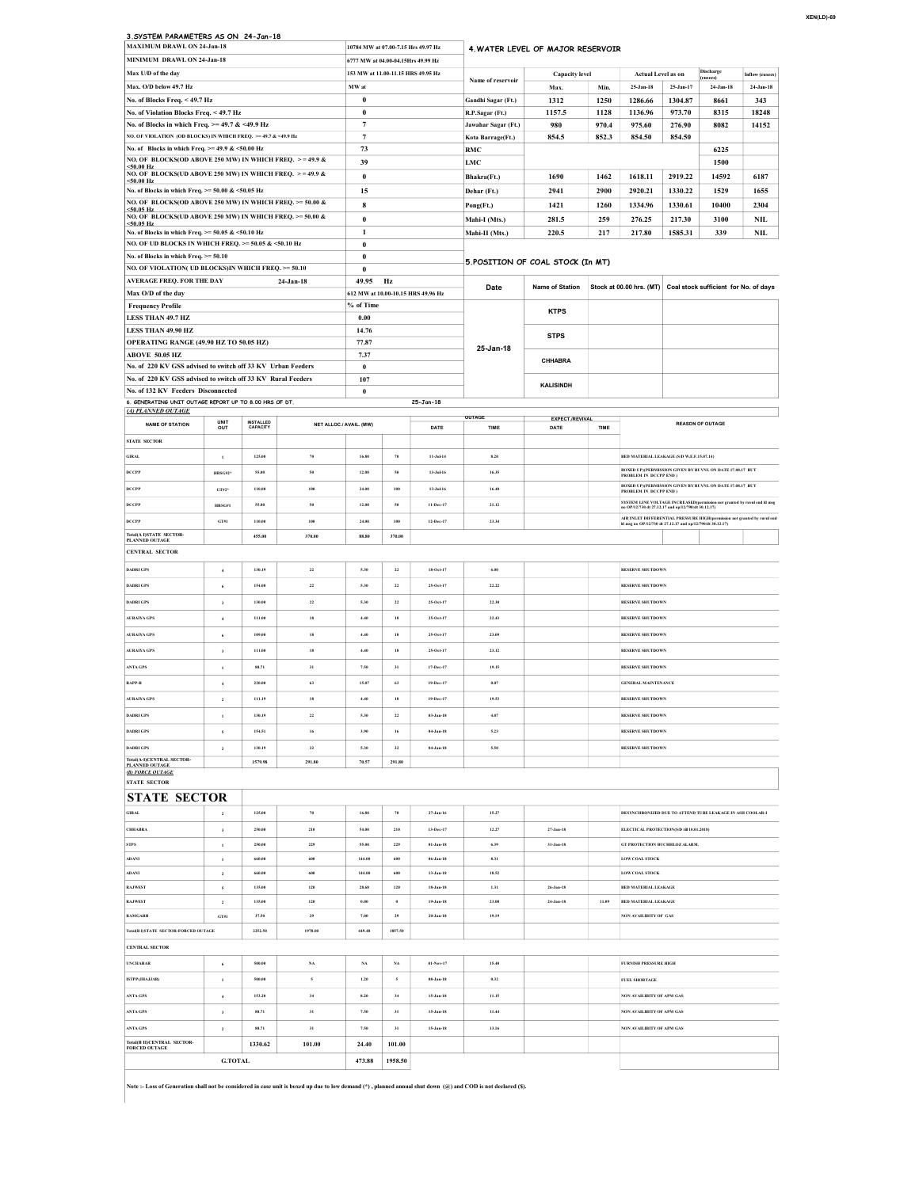## 3.SYSTEM PARAMETERS AS ON 24-Jan-18

| | | |
|---|---|---|
| MAXIMUM DRAWL ON 24-Jan-18 | | 10784 MW at 07.00-7.15 Hrs 49.97 Hz |
| MINIMUM DRAWL ON 24-Jan-18 | | 6777 MW at 04.00-04.15Hrs 49.99 Hz |
| Max U/D of the day | | 153 MW at 11.00-11.15 HRS 49.95 Hz |
| Max. O/D below 49.7 Hz | | MW at |
| No. of Blocks Freq. < 49.7 Hz | | 0 |
| No. of Violation Blocks Freq. < 49.7 Hz | | 0 |
| No. of Blocks in which Freq. >= 49.7 & <49.9 Hz | | 7 |
| NO. OF VIOLATION (OD BLOCKS) IN WHICH FREQ. >= 49.7 & <49.9 Hz | | 7 |
| No. of Blocks in which Freq. >= 49.9 & <50.00 Hz | | 73 |
| NO. OF BLOCKS(OD ABOVE 250 MW) IN WHICH FREQ. >= 49.9 & <50.00 Hz | | 39 |
| NO. OF BLOCKS(UD ABOVE 250 MW) IN WHICH FREQ. >= 49.9 & <50.00 Hz | | 0 |
| No. of Blocks in which Freq. >= 50.00 & <50.05 Hz | | 15 |
| NO. OF BLOCKS(OD ABOVE 250 MW) IN WHICH FREQ. >= 50.00 & <50.05 Hz | | 8 |
| NO. OF BLOCKS(UD ABOVE 250 MW) IN WHICH FREQ. >= 50.00 & <50.05 Hz | | 0 |
| No. of Blocks in which Freq. >= 50.05 & <50.10 Hz | | 1 |
| NO. OF UD BLOCKS IN WHICH FREQ. >= 50.05 & <50.10 Hz | | 0 |
| No. of Blocks in which Freq. >= 50.10 | | 0 |
| NO. OF VIOLATION( UD BLOCKS)IN WHICH FREQ. >= 50.10 | | 0 |
| AVERAGE FREQ. FOR THE DAY | 24-Jan-18 | 49.95 Hz |
| Max O/D of the day | | 612 MW at 10.00-10.15 HRS 49.96 Hz |
| Frequency Profile | | % of Time |
| LESS THAN 49.7 HZ | | 0.00 |
| LESS THAN 49.90 HZ | | 14.76 |
| OPERATING RANGE (49.90 HZ TO 50.05 HZ) | | 77.87 |
| ABOVE 50.05 HZ | | 7.37 |
| No. of 220 KV GSS advised to switch off 33 KV Urban Feeders | | 0 |
| No. of 220 KV GSS advised to switch off 33 KV Rural Feeders | | 107 |
| No. of 132 KV Feeders Disconnected | | 0 |

## 4.WATER LEVEL OF MAJOR RESERVOIR

| Name of reservoir | Capacity level | | Actual Level as on | | Discharge (cusecs) | Inflow (cusecs) |
|---|---|---|---|---|---|---|
| | Max. | Min. | 25-Jan-18 | 25-Jan-17 | 24-Jan-18 | 24-Jan-18 |
| Gandhi Sagar (Ft.) | 1312 | 1250 | 1286.66 | 1304.87 | 8661 | 343 |
| R.P.Sagar (Ft.) | 1157.5 | 1128 | 1136.96 | 973.70 | 8315 | 18248 |
| Jawahar Sagar (Ft.) | 980 | 970.4 | 975.60 | 276.90 | 8082 | 14152 |
| Kota Barrage(Ft.) | 854.5 | 852.3 | 854.50 | 854.50 | | |
| RMC | | | | | 6225 | |
| LMC | | | | | 1500 | |
| Bhakra(Ft.) | 1690 | 1462 | 1618.11 | 2919.22 | 14592 | 6187 |
| Dehar (Ft.) | 2941 | 2900 | 2920.21 | 1330.22 | 1529 | 1655 |
| Pong(Ft.) | 1421 | 1260 | 1334.96 | 1330.61 | 10400 | 2304 |
| Mahi-I (Mts.) | 281.5 | 259 | 276.25 | 217.30 | 3100 | NIL |
| Mahi-II (Mts.) | 220.5 | 217 | 217.80 | 1585.31 | 339 | NIL |

## 5.POSITION OF COAL STOCK (In MT)

| Date | Name of Station | Stock at 00.00 hrs. (MT) | Coal stock sufficient for No. of days |
|---|---|---|---|
| 25-Jan-18 | KTPS | | |
| | STPS | | |
| | CHHABRA | | |
| | KALISINDH | | |

## 6. GENERATING UNIT OUTAGE REPORT UP TO 8.00 HRS OF DT. 25-Jan-18

### (A) PLANNED OUTAGE

| NAME OF STATION | UNIT OUT | INSTALLED CAPACITY | NET ALLOC./ AVAIL. (MW) | | | OUTAGE DATE | OUTAGE TIME | EXPECT./REVIVAL DATE | EXPECT./REVIVAL TIME | REASON OF OUTAGE |
|---|---|---|---|---|---|---|---|---|---|---|
| STATE SECTOR | | | | | | | | | | |
| GIRAL | 1 | 125.00 | 70 | 16.80 | 70 | 11-Jul-14 | 8.20 | | | BED MATERIAL LEAKAGE (S/D W.E.F.15.07.14) |
| DCCPP | HRSG#2* | 55.00 | 50 | 12.00 | 50 | 13-Jul-16 | 16.35 | | | BOXED UP (PERMISSION GIVEN BY RUVNL ON DATE 17.08.17 BUT PROBLEM IN DCCPP END ) |
| DCCPP | GT#2* | 110.00 | 100 | 24.00 | 100 | 13-Jul-16 | 16.40 | | | BOXED UP (PERMISSION GIVEN BY RUVNL ON DATE 17.08.17 BUT PROBLEM IN DCCPP END ) |
| DCCPP | HRSG#1 | 55.00 | 50 | 12.00 | 50 | 11-Dec-17 | 21.12 | | | SYSTEM LINE VOLTAGE INCREASED(permission not granted by ruvnl and ld msg no OP/12/730 dt 27.12.17 and op/12/790/dt 30.12.17) |
| DCCPP | GT#1 | 110.00 | 100 | 24.00 | 100 | 12-Dec-17 | 23.34 | | | AIR INLET DIFFERENTIAL PRESSURE HIGH(permission not granted by ruvnl and ld msg no OP/12/730 dt 27.12.17 and op/12/790/dt 30.12.17) |
| Total(A I)STATE SECTOR-PLANNED OUTAGE | | 455.00 | 370.00 | 88.80 | 370.00 | | | | | |
| CENTRAL SECTOR | | | | | | | | | | |
| DADRI GPS | 4 | 130.19 | 22 | 5.30 | 22 | 18-Oct-17 | 6.00 | | | RESERVE SHUTDOWN |
| DADRI GPS | 6 | 154.00 | 22 | 5.30 | 22 | 25-Oct-17 | 22.22 | | | RESERVE SHUTDOWN |
| DADRI GPS | 3 | 130.00 | 22 | 5.30 | 22 | 25-Oct-17 | 22.30 | | | RESERVE SHUTDOWN |
| AURAIYA GPS | 4 | 111.00 | 18 | 4.40 | 18 | 25-Oct-17 | 22.43 | | | RESERVE SHUTDOWN |
| AURAIYA GPS | 6 | 109.00 | 18 | 4.40 | 18 | 25-Oct-17 | 23.09 | | | RESERVE SHUTDOWN |
| AURAIYA GPS | 3 | 111.00 | 18 | 4.40 | 18 | 25-Oct-17 | 23.12 | | | RESERVE SHUTDOWN |
| ANTA GPS | 1 | 88.71 | 31 | 7.50 | 31 | 17-Dec-17 | 19.15 | | | RESERVE SHUTDOWN |
| RAPP-B | 4 | 220.00 | 63 | 15.07 | 63 | 19-Dec-17 | 0.07 | | | GENERAL MAINTENANCE |
| AURAIYA GPS | 2 | 111.19 | 18 | 4.40 | 18 | 19-Dec-17 | 19.53 | | | RESERVE SHUTDOWN |
| DADRI GPS | 1 | 130.19 | 22 | 5.30 | 22 | 03-Jan-18 | 4.07 | | | RESERVE SHUTDOWN |
| DADRI GPS | 5 | 154.51 | 16 | 3.90 | 16 | 04-Jan-18 | 5.23 | | | RESERVE SHUTDOWN |
| DADRI GPS | 2 | 130.19 | 22 | 5.30 | 22 | 04-Jan-18 | 5.50 | | | RESERVE SHUTDOWN |
| Total(A-I)CENTRAL SECTOR-PLANNED OUTAGE | | 1579.98 | 291.80 | 70.57 | 291.80 | | | | | |

### (B) FORCE OUTAGE

| NAME OF STATION | UNIT OUT | INSTALLED CAPACITY | NET ALLOC./ AVAIL. (MW) | | | OUTAGE DATE | OUTAGE TIME | EXPECT./REVIVAL DATE | EXPECT./REVIVAL TIME | REASON OF OUTAGE |
|---|---|---|---|---|---|---|---|---|---|---|
| STATE SECTOR | | | | | | | | | | |
| GIRAL | 2 | 125.00 | 70 | 16.80 | 70 | 27-Jan-16 | 15.27 | | | DESYNCHRONIZED DUE TO ATTEND TUBE LEAKAGE IN ASH COOLAR-I |
| CHHABRA | 3 | 250.00 | 210 | 54.00 | 210 | 13-Dec-17 | 12.27 | 27-Jan-18 | | ELECTRICAL PROTECTION(S/D till 10.01.2018) |
| STPS | 1 | 250.00 | 229 | 55.00 | 229 | 01-Jan-18 | 6.39 | 31-Jan-18 | | GT PROTECTION BUCHHLOZ ALARM. |
| ADANI | 1 | 660.00 | 600 | 144.00 | 600 | 06-Jan-18 | 8.31 | | | LOW COAL STOCK |
| ADANI | 2 | 660.00 | 600 | 144.00 | 600 | 13-Jan-18 | 18.52 | | | LOW COAL STOCK |
| RAJWEST | 5 | 135.00 | 120 | 28.68 | 120 | 18-Jan-18 | 1.31 | 26-Jan-18 | | BED MATERIAL LEAKAGE |
| RAJWEST | 2 | 135.00 | 120 | 0.00 | 0 | 19-Jan-18 | 23.08 | 24-Jan-18 | 11.09 | BED MATERIAL LEAKAGE |
| RAMGARH | GT#1 | 37.50 | 29 | 7.00 | 29 | 20-Jan-18 | 19.19 | | | NON AVAILIBITY OF GAS |
| Total(B I)STATE SECTOR-FORCED OUTAGE | | 2252.50 | 1978.00 | 449.48 | 1857.50 | | | | | |
| CENTRAL SECTOR | | | | | | | | | | |
| UNCHAHAR | 6 | 500.00 | NA | NA | NA | 01-Nov-17 | 15.40 | | | FURNISH PRESSURE HIGH |
| ISTPP(JHAJJAR) | 1 | 500.00 | 5 | 1.20 | 5 | 08-Jan-18 | 8.32 | | | FUEL SHORTAGE |
| ANTA GPS | 4 | 153.20 | 34 | 8.20 | 34 | 15-Jan-18 | 11.15 | | | NON AVAILABILITY OF APM GAS |
| ANTA GPS | 3 | 88.71 | 31 | 7.50 | 31 | 15-Jan-18 | 11.44 | | | NON AVAILABILITY OF APM GAS |
| ANTA GPS | 2 | 88.71 | 31 | 7.50 | 31 | 15-Jan-18 | 13.16 | | | NON AVAILABILITY OF APM GAS |
| Total(B II)CENTRAL SECTOR-FORCED OUTAGE | | 1330.62 | 101.00 | 24.40 | 101.00 | | | | | |
| G.TOTAL | | | | 473.88 | 1958.50 | | | | | |

Note :- Loss of Generation shall not be considered in case unit is boxed up due to low demand (*) , planned annual shut down (@) and COD is not declared ($).